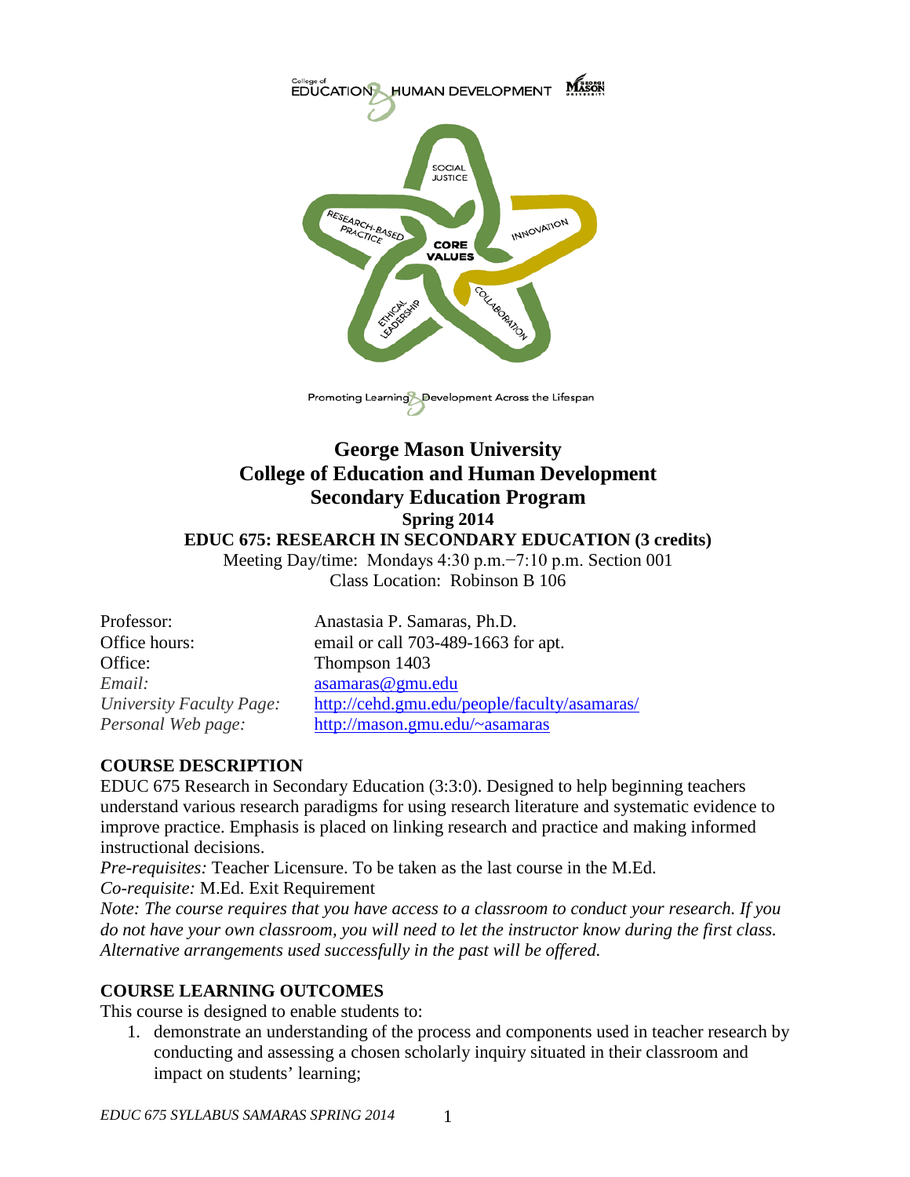College of EDUCATION & HUMAN DEVELOPMENT

SOCIAL JUSTICE · INNOVATION · COLLABORATION · ETHICAL LEADERSHIP · RESEARCH-BASED PRACTICE · CORE VALUES

Promoting Learning & Development Across the Lifespan

# George Mason University
# College of Education and Human Development
# Secondary Education Program

**Spring 2014**

**EDUC 675: RESEARCH IN SECONDARY EDUCATION (3 credits)**

Meeting Day/time: Mondays 4:30 p.m.−7:10 p.m. Section 001
Class Location: Robinson B 106

| | |
|---|---|
| Professor: | Anastasia P. Samaras, Ph.D. |
| Office hours: | email or call 703-489-1663 for apt. |
| Office: | Thompson 1403 |
| *Email:* | asamaras@gmu.edu |
| *University Faculty Page:* | http://cehd.gmu.edu/people/faculty/asamaras/ |
| *Personal Web page:* | http://mason.gmu.edu/~asamaras |

## COURSE DESCRIPTION

EDUC 675 Research in Secondary Education (3:3:0). Designed to help beginning teachers understand various research paradigms for using research literature and systematic evidence to improve practice. Emphasis is placed on linking research and practice and making informed instructional decisions.

*Pre-requisites:* Teacher Licensure. To be taken as the last course in the M.Ed.

*Co-requisite:* M.Ed. Exit Requirement

*Note: The course requires that you have access to a classroom to conduct your research. If you do not have your own classroom, you will need to let the instructor know during the first class. Alternative arrangements used successfully in the past will be offered.*

## COURSE LEARNING OUTCOMES

This course is designed to enable students to:

1. demonstrate an understanding of the process and components used in teacher research by conducting and assessing a chosen scholarly inquiry situated in their classroom and impact on students' learning;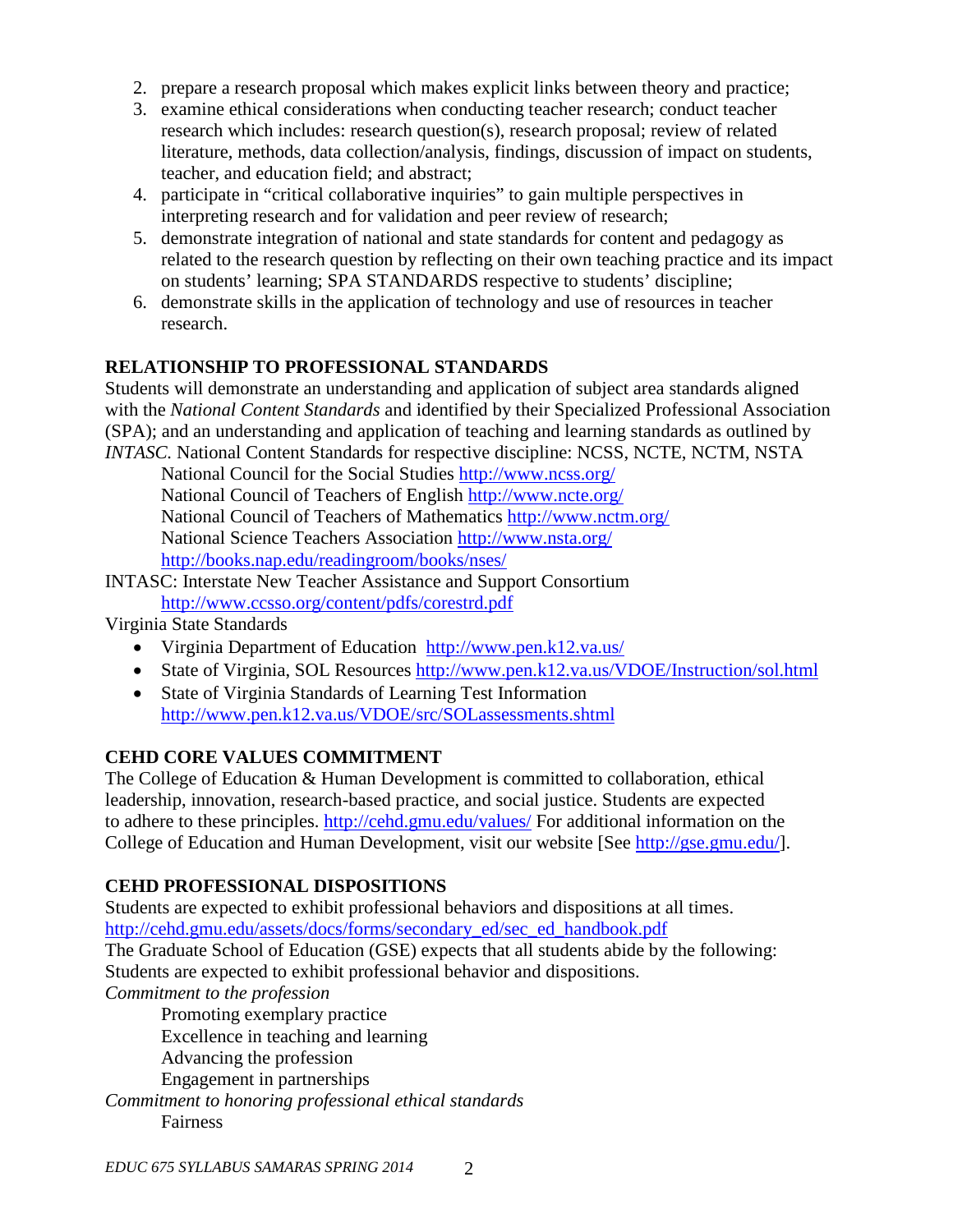2. prepare a research proposal which makes explicit links between theory and practice;
3. examine ethical considerations when conducting teacher research; conduct teacher research which includes: research question(s), research proposal; review of related literature, methods, data collection/analysis, findings, discussion of impact on students, teacher, and education field; and abstract;
4. participate in "critical collaborative inquiries" to gain multiple perspectives in interpreting research and for validation and peer review of research;
5. demonstrate integration of national and state standards for content and pedagogy as related to the research question by reflecting on their own teaching practice and its impact on students' learning; SPA STANDARDS respective to students' discipline;
6. demonstrate skills in the application of technology and use of resources in teacher research.

**RELATIONSHIP TO PROFESSIONAL STANDARDS**

Students will demonstrate an understanding and application of subject area standards aligned with the *National Content Standards* and identified by their Specialized Professional Association (SPA); and an understanding and application of teaching and learning standards as outlined by *INTASC.* National Content Standards for respective discipline: NCSS, NCTE, NCTM, NSTA

National Council for the Social Studies http://www.ncss.org/
National Council of Teachers of English http://www.ncte.org/
National Council of Teachers of Mathematics http://www.nctm.org/
National Science Teachers Association http://www.nsta.org/
http://books.nap.edu/readingroom/books/nses/

INTASC: Interstate New Teacher Assistance and Support Consortium
http://www.ccsso.org/content/pdfs/corestrd.pdf

Virginia State Standards

- Virginia Department of Education http://www.pen.k12.va.us/
- State of Virginia, SOL Resources http://www.pen.k12.va.us/VDOE/Instruction/sol.html
- State of Virginia Standards of Learning Test Information http://www.pen.k12.va.us/VDOE/src/SOLassessments.shtml

**CEHD CORE VALUES COMMITMENT**

The College of Education & Human Development is committed to collaboration, ethical leadership, innovation, research-based practice, and social justice. Students are expected to adhere to these principles. http://cehd.gmu.edu/values/ For additional information on the College of Education and Human Development, visit our website [See http://gse.gmu.edu/].

**CEHD PROFESSIONAL DISPOSITIONS**

Students are expected to exhibit professional behaviors and dispositions at all times.
http://cehd.gmu.edu/assets/docs/forms/secondary_ed/sec_ed_handbook.pdf
The Graduate School of Education (GSE) expects that all students abide by the following:
Students are expected to exhibit professional behavior and dispositions.

*Commitment to the profession*

Promoting exemplary practice
Excellence in teaching and learning
Advancing the profession
Engagement in partnerships

*Commitment to honoring professional ethical standards*

Fairness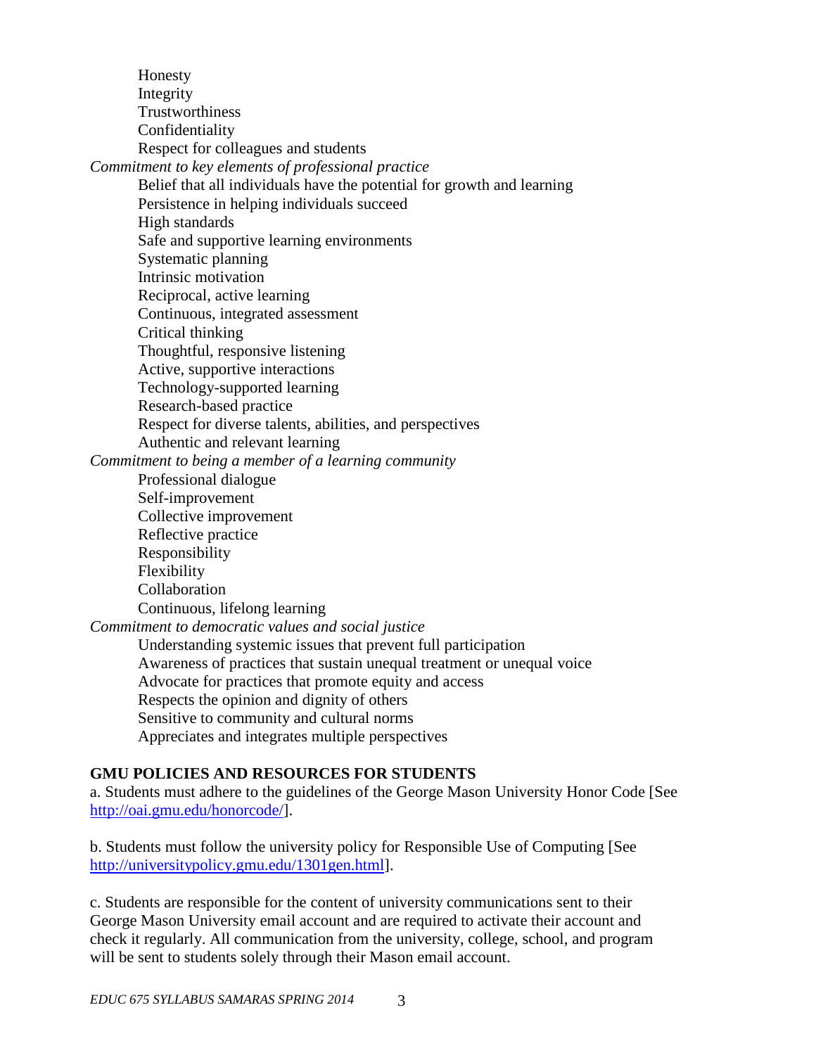- Honesty
- Integrity
- Trustworthiness
- Confidentiality
- Respect for colleagues and students

*Commitment to key elements of professional practice*

- Belief that all individuals have the potential for growth and learning
- Persistence in helping individuals succeed
- High standards
- Safe and supportive learning environments
- Systematic planning
- Intrinsic motivation
- Reciprocal, active learning
- Continuous, integrated assessment
- Critical thinking
- Thoughtful, responsive listening
- Active, supportive interactions
- Technology-supported learning
- Research-based practice
- Respect for diverse talents, abilities, and perspectives
- Authentic and relevant learning

*Commitment to being a member of a learning community*

- Professional dialogue
- Self-improvement
- Collective improvement
- Reflective practice
- Responsibility
- Flexibility
- Collaboration
- Continuous, lifelong learning

*Commitment to democratic values and social justice*

- Understanding systemic issues that prevent full participation
- Awareness of practices that sustain unequal treatment or unequal voice
- Advocate for practices that promote equity and access
- Respects the opinion and dignity of others
- Sensitive to community and cultural norms
- Appreciates and integrates multiple perspectives

## GMU POLICIES AND RESOURCES FOR STUDENTS

a. Students must adhere to the guidelines of the George Mason University Honor Code [See http://oai.gmu.edu/honorcode/].

b. Students must follow the university policy for Responsible Use of Computing [See http://universitypolicy.gmu.edu/1301gen.html].

c. Students are responsible for the content of university communications sent to their George Mason University email account and are required to activate their account and check it regularly. All communication from the university, college, school, and program will be sent to students solely through their Mason email account.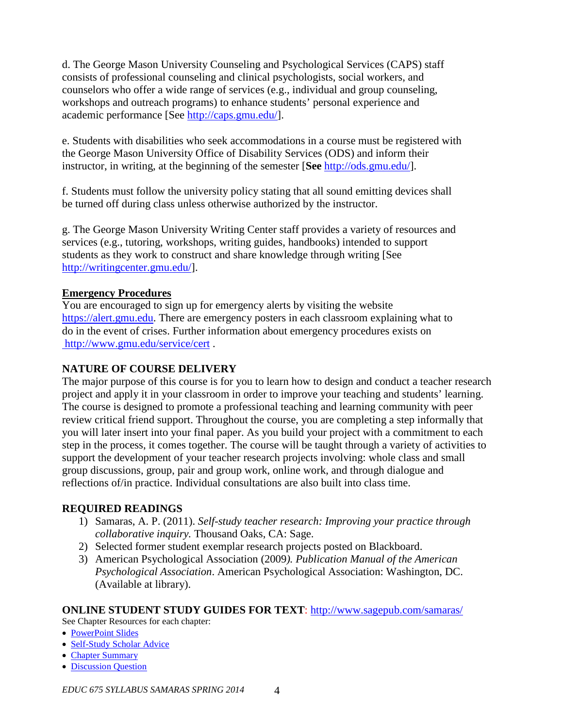d. The George Mason University Counseling and Psychological Services (CAPS) staff consists of professional counseling and clinical psychologists, social workers, and counselors who offer a wide range of services (e.g., individual and group counseling, workshops and outreach programs) to enhance students' personal experience and academic performance [See http://caps.gmu.edu/].

e. Students with disabilities who seek accommodations in a course must be registered with the George Mason University Office of Disability Services (ODS) and inform their instructor, in writing, at the beginning of the semester [**See** http://ods.gmu.edu/].

f. Students must follow the university policy stating that all sound emitting devices shall be turned off during class unless otherwise authorized by the instructor.

g. The George Mason University Writing Center staff provides a variety of resources and services (e.g., tutoring, workshops, writing guides, handbooks) intended to support students as they work to construct and share knowledge through writing [See http://writingcenter.gmu.edu/].

**Emergency Procedures**

You are encouraged to sign up for emergency alerts by visiting the website https://alert.gmu.edu. There are emergency posters in each classroom explaining what to do in the event of crises. Further information about emergency procedures exists on http://www.gmu.edu/service/cert .

## NATURE OF COURSE DELIVERY

The major purpose of this course is for you to learn how to design and conduct a teacher research project and apply it in your classroom in order to improve your teaching and students' learning. The course is designed to promote a professional teaching and learning community with peer review critical friend support. Throughout the course, you are completing a step informally that you will later insert into your final paper. As you build your project with a commitment to each step in the process, it comes together. The course will be taught through a variety of activities to support the development of your teacher research projects involving: whole class and small group discussions, group, pair and group work, online work, and through dialogue and reflections of/in practice. Individual consultations are also built into class time.

## REQUIRED READINGS

1) Samaras, A. P. (2011). *Self-study teacher research: Improving your practice through collaborative inquiry.* Thousand Oaks, CA: Sage.
2) Selected former student exemplar research projects posted on Blackboard.
3) American Psychological Association (2009*). Publication Manual of the American Psychological Association*. American Psychological Association: Washington, DC. (Available at library).

## ONLINE STUDENT STUDY GUIDES FOR TEXT: http://www.sagepub.com/samaras/

See Chapter Resources for each chapter:

- PowerPoint Slides
- Self-Study Scholar Advice
- Chapter Summary
- Discussion Question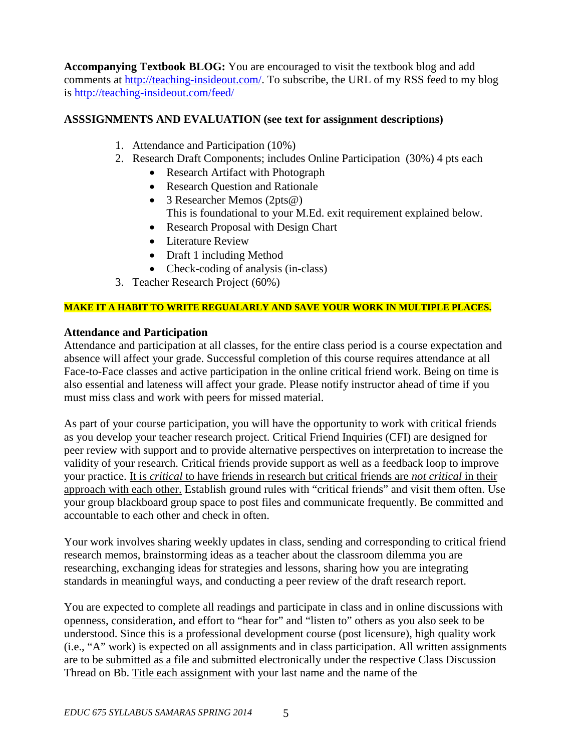**Accompanying Textbook BLOG:** You are encouraged to visit the textbook blog and add comments at http://teaching-insideout.com/. To subscribe, the URL of my RSS feed to my blog is http://teaching-insideout.com/feed/

**ASSSIGNMENTS AND EVALUATION (see text for assignment descriptions)**

1. Attendance and Participation (10%)
2. Research Draft Components; includes Online Participation (30%) 4 pts each
   - Research Artifact with Photograph
   - Research Question and Rationale
   - 3 Researcher Memos (2pts@)
     This is foundational to your M.Ed. exit requirement explained below.
   - Research Proposal with Design Chart
   - Literature Review
   - Draft 1 including Method
   - Check-coding of analysis (in-class)
3. Teacher Research Project (60%)

**MAKE IT A HABIT TO WRITE REGUALARLY AND SAVE YOUR WORK IN MULTIPLE PLACES.**

**Attendance and Participation**

Attendance and participation at all classes, for the entire class period is a course expectation and absence will affect your grade. Successful completion of this course requires attendance at all Face-to-Face classes and active participation in the online critical friend work. Being on time is also essential and lateness will affect your grade. Please notify instructor ahead of time if you must miss class and work with peers for missed material.

As part of your course participation, you will have the opportunity to work with critical friends as you develop your teacher research project. Critical Friend Inquiries (CFI) are designed for peer review with support and to provide alternative perspectives on interpretation to increase the validity of your research. Critical friends provide support as well as a feedback loop to improve your practice. <u>It is *critical* to have friends in research but critical friends are *not critical* in their approach with each other.</u> Establish ground rules with "critical friends" and visit them often. Use your group blackboard group space to post files and communicate frequently. Be committed and accountable to each other and check in often.

Your work involves sharing weekly updates in class, sending and corresponding to critical friend research memos, brainstorming ideas as a teacher about the classroom dilemma you are researching, exchanging ideas for strategies and lessons, sharing how you are integrating standards in meaningful ways, and conducting a peer review of the draft research report.

You are expected to complete all readings and participate in class and in online discussions with openness, consideration, and effort to "hear for" and "listen to" others as you also seek to be understood. Since this is a professional development course (post licensure), high quality work (i.e., "A" work) is expected on all assignments and in class participation. All written assignments are to be <u>submitted as a file</u> and submitted electronically under the respective Class Discussion Thread on Bb. <u>Title each assignment</u> with your last name and the name of the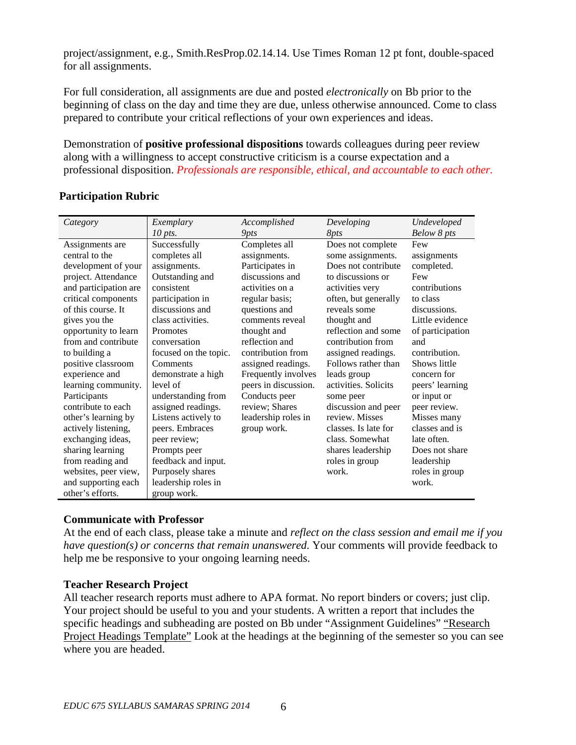project/assignment, e.g., Smith.ResProp.02.14.14. Use Times Roman 12 pt font, double-spaced for all assignments.

For full consideration, all assignments are due and posted *electronically* on Bb prior to the beginning of class on the day and time they are due, unless otherwise announced. Come to class prepared to contribute your critical reflections of your own experiences and ideas.

Demonstration of **positive professional dispositions** towards colleagues during peer review along with a willingness to accept constructive criticism is a course expectation and a professional disposition. *Professionals are responsible, ethical, and accountable to each other.*

### Participation Rubric

| *Category* | *Exemplary 10 pts.* | *Accomplished 9pts* | *Developing 8pts* | *Undeveloped Below 8 pts* |
|---|---|---|---|---|
| Assignments are central to the development of your project. Attendance and participation are critical components of this course. It gives you the opportunity to learn from and contribute to building a positive classroom experience and learning community. Participants contribute to each other's learning by actively listening, exchanging ideas, sharing learning from reading and websites, peer view, and supporting each other's efforts. | Successfully completes all assignments. Outstanding and consistent participation in discussions and class activities. Promotes conversation focused on the topic. Comments demonstrate a high level of understanding from assigned readings. Listens actively to peers. Embraces peer review; Prompts peer feedback and input. Purposely shares leadership roles in group work. | Completes all assignments. Participates in discussions and activities on a regular basis; questions and comments reveal thought and reflection and contribution from assigned readings. Frequently involves peers in discussion. Conducts peer review; Shares leadership roles in group work. | Does not complete some assignments. Does not contribute to discussions or activities very often, but generally reveals some thought and reflection and some contribution from assigned readings. Follows rather than leads group activities. Solicits some peer discussion and peer review. Misses classes. Is late for class. Somewhat shares leadership roles in group work. | Few assignments completed. Few contributions to class discussions. Little evidence of participation and contribution. Shows little concern for peers' learning or input or peer review. Misses many classes and is late often. Does not share leadership roles in group work. |

### Communicate with Professor

At the end of each class, please take a minute and *reflect on the class session and email me if you have question(s) or concerns that remain unanswered.* Your comments will provide feedback to help me be responsive to your ongoing learning needs.

### Teacher Research Project

All teacher research reports must adhere to APA format. No report binders or covers; just clip. Your project should be useful to you and your students. A written a report that includes the specific headings and subheading are posted on Bb under "Assignment Guidelines" "Research Project Headings Template" Look at the headings at the beginning of the semester so you can see where you are headed.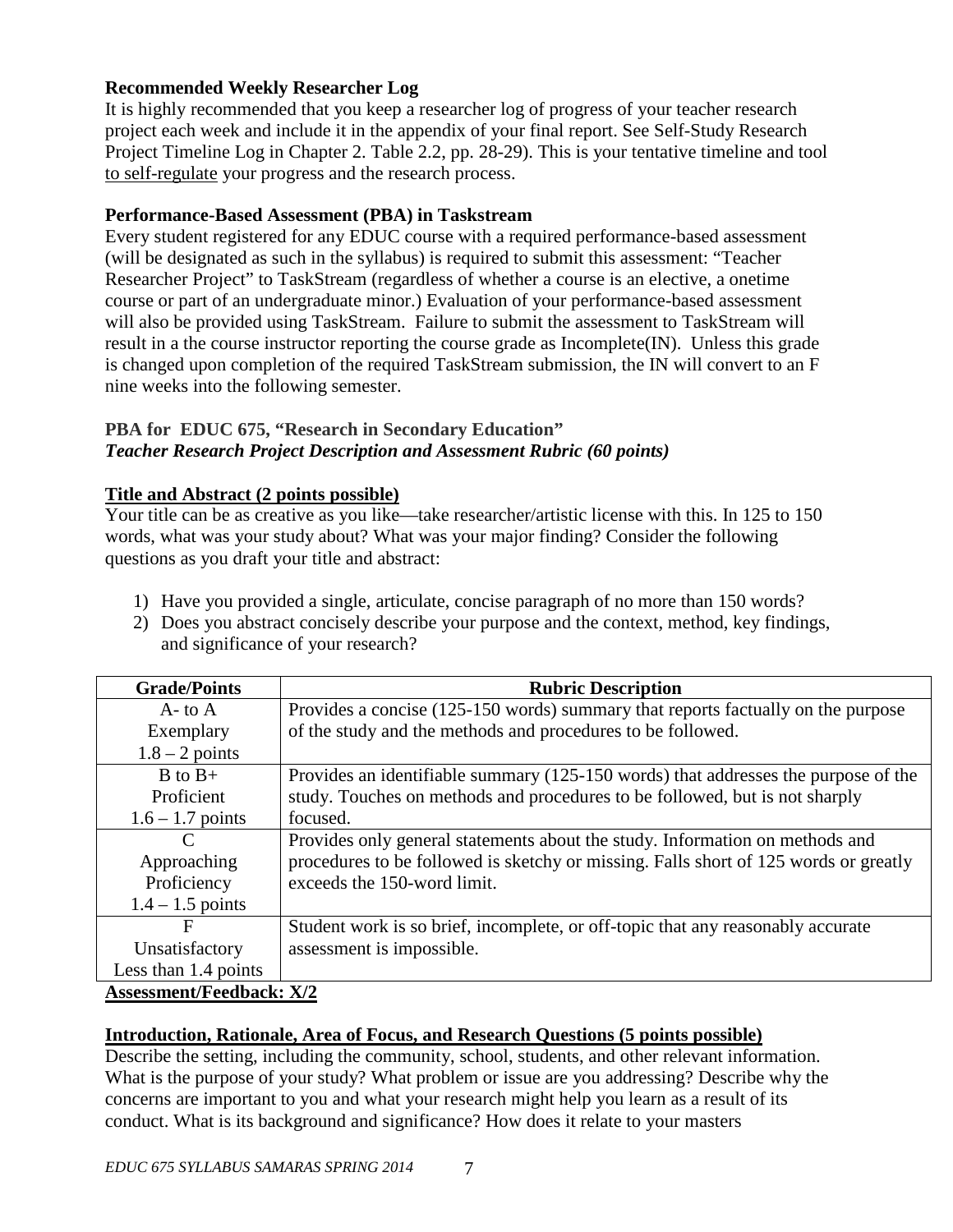**Recommended Weekly Researcher Log**

It is highly recommended that you keep a researcher log of progress of your teacher research project each week and include it in the appendix of your final report. See Self-Study Research Project Timeline Log in Chapter 2. Table 2.2, pp. 28-29). This is your tentative timeline and tool to self-regulate your progress and the research process.

**Performance-Based Assessment (PBA) in Taskstream**

Every student registered for any EDUC course with a required performance-based assessment (will be designated as such in the syllabus) is required to submit this assessment: "Teacher Researcher Project" to TaskStream (regardless of whether a course is an elective, a onetime course or part of an undergraduate minor.) Evaluation of your performance-based assessment will also be provided using TaskStream. Failure to submit the assessment to TaskStream will result in a the course instructor reporting the course grade as Incomplete(IN). Unless this grade is changed upon completion of the required TaskStream submission, the IN will convert to an F nine weeks into the following semester.

**PBA for EDUC 675, "Research in Secondary Education"**
***Teacher Research Project Description and Assessment Rubric (60 points)***

**Title and Abstract (2 points possible)**

Your title can be as creative as you like—take researcher/artistic license with this. In 125 to 150 words, what was your study about? What was your major finding? Consider the following questions as you draft your title and abstract:

1) Have you provided a single, articulate, concise paragraph of no more than 150 words?
2) Does you abstract concisely describe your purpose and the context, method, key findings, and significance of your research?

| Grade/Points | Rubric Description |
|---|---|
| A- to A<br>Exemplary<br>1.8 – 2 points | Provides a concise (125-150 words) summary that reports factually on the purpose of the study and the methods and procedures to be followed. |
| B to B+<br>Proficient<br>1.6 – 1.7 points | Provides an identifiable summary (125-150 words) that addresses the purpose of the study. Touches on methods and procedures to be followed, but is not sharply focused. |
| C<br>Approaching Proficiency<br>1.4 – 1.5 points | Provides only general statements about the study. Information on methods and procedures to be followed is sketchy or missing. Falls short of 125 words or greatly exceeds the 150-word limit. |
| F<br>Unsatisfactory<br>Less than 1.4 points | Student work is so brief, incomplete, or off-topic that any reasonably accurate assessment is impossible. |

**Assessment/Feedback: X/2**

**Introduction, Rationale, Area of Focus, and Research Questions (5 points possible)**

Describe the setting, including the community, school, students, and other relevant information. What is the purpose of your study? What problem or issue are you addressing? Describe why the concerns are important to you and what your research might help you learn as a result of its conduct. What is its background and significance? How does it relate to your masters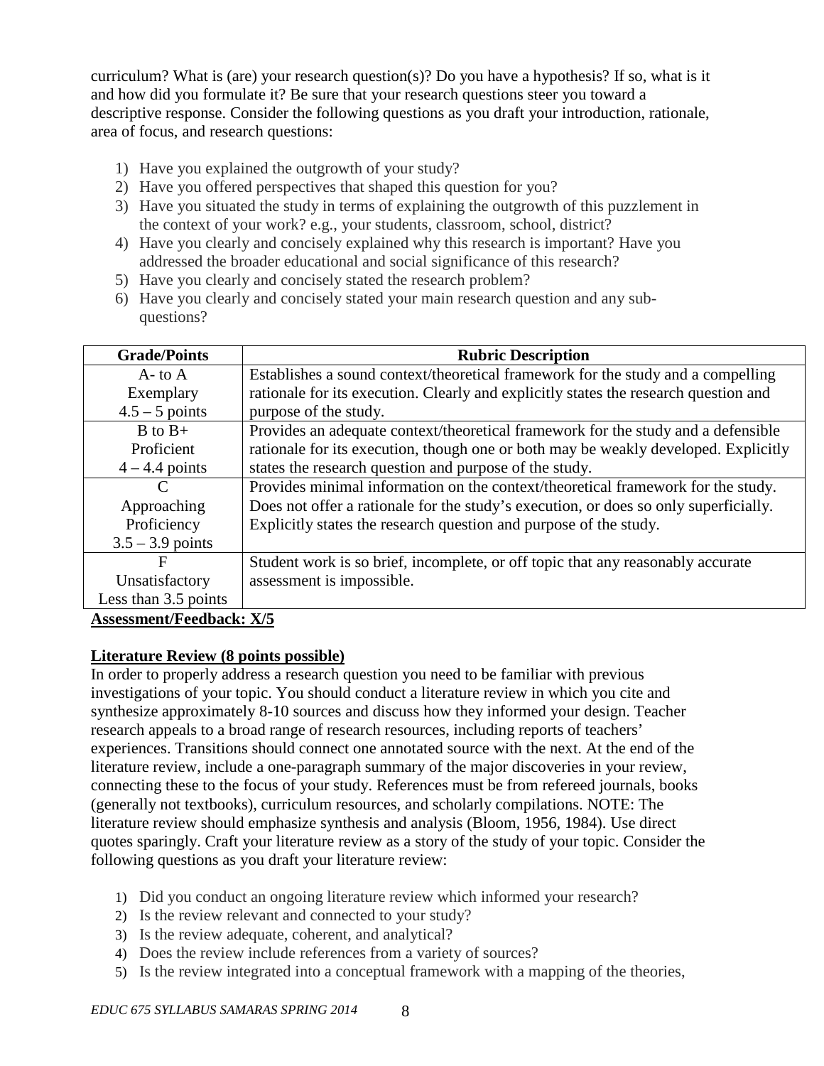curriculum? What is (are) your research question(s)? Do you have a hypothesis? If so, what is it and how did you formulate it? Be sure that your research questions steer you toward a descriptive response. Consider the following questions as you draft your introduction, rationale, area of focus, and research questions:

1) Have you explained the outgrowth of your study?
2) Have you offered perspectives that shaped this question for you?
3) Have you situated the study in terms of explaining the outgrowth of this puzzlement in the context of your work? e.g., your students, classroom, school, district?
4) Have you clearly and concisely explained why this research is important? Have you addressed the broader educational and social significance of this research?
5) Have you clearly and concisely stated the research problem?
6) Have you clearly and concisely stated your main research question and any sub-questions?

| Grade/Points | Rubric Description |
|---|---|
| A- to A<br>Exemplary<br>4.5 – 5 points | Establishes a sound context/theoretical framework for the study and a compelling rationale for its execution. Clearly and explicitly states the research question and purpose of the study. |
| B to B+<br>Proficient<br>4 – 4.4 points | Provides an adequate context/theoretical framework for the study and a defensible rationale for its execution, though one or both may be weakly developed. Explicitly states the research question and purpose of the study. |
| C<br>Approaching Proficiency<br>3.5 – 3.9 points | Provides minimal information on the context/theoretical framework for the study. Does not offer a rationale for the study's execution, or does so only superficially. Explicitly states the research question and purpose of the study. |
| F<br>Unsatisfactory<br>Less than 3.5 points | Student work is so brief, incomplete, or off topic that any reasonably accurate assessment is impossible. |

**Assessment/Feedback: X/5**

**Literature Review (8 points possible)**

In order to properly address a research question you need to be familiar with previous investigations of your topic. You should conduct a literature review in which you cite and synthesize approximately 8-10 sources and discuss how they informed your design. Teacher research appeals to a broad range of research resources, including reports of teachers' experiences. Transitions should connect one annotated source with the next. At the end of the literature review, include a one-paragraph summary of the major discoveries in your review, connecting these to the focus of your study. References must be from refereed journals, books (generally not textbooks), curriculum resources, and scholarly compilations. NOTE: The literature review should emphasize synthesis and analysis (Bloom, 1956, 1984). Use direct quotes sparingly. Craft your literature review as a story of the study of your topic. Consider the following questions as you draft your literature review:

1) Did you conduct an ongoing literature review which informed your research?
2) Is the review relevant and connected to your study?
3) Is the review adequate, coherent, and analytical?
4) Does the review include references from a variety of sources?
5) Is the review integrated into a conceptual framework with a mapping of the theories,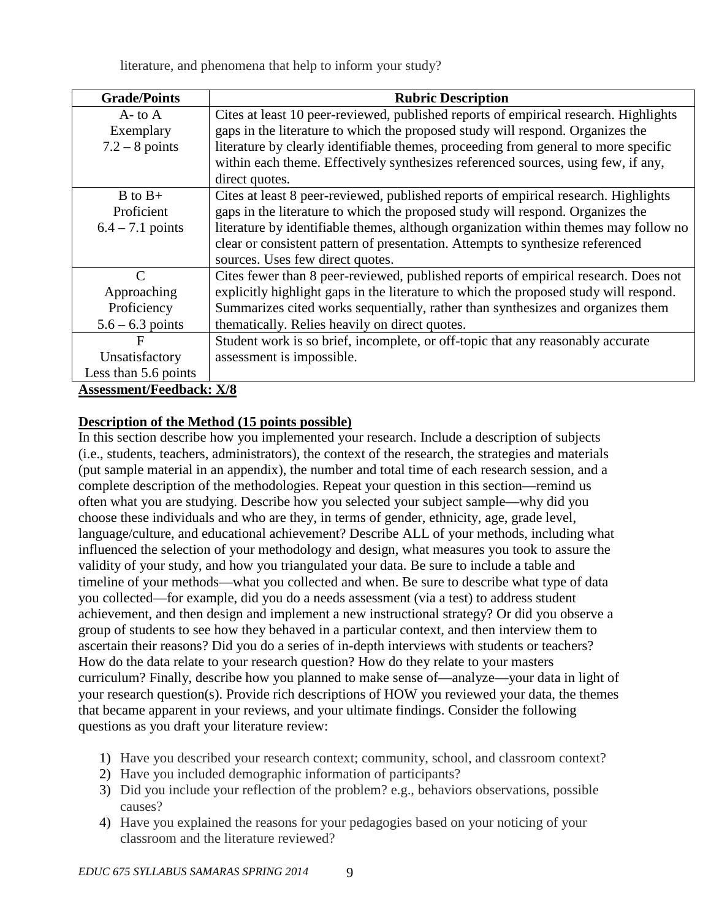literature, and phenomena that help to inform your study?

| Grade/Points | Rubric Description |
|---|---|
| A- to A<br>Exemplary<br>7.2 – 8 points | Cites at least 10 peer-reviewed, published reports of empirical research. Highlights gaps in the literature to which the proposed study will respond. Organizes the literature by clearly identifiable themes, proceeding from general to more specific within each theme. Effectively synthesizes referenced sources, using few, if any, direct quotes. |
| B to B+<br>Proficient<br>6.4 – 7.1 points | Cites at least 8 peer-reviewed, published reports of empirical research. Highlights gaps in the literature to which the proposed study will respond. Organizes the literature by identifiable themes, although organization within themes may follow no clear or consistent pattern of presentation. Attempts to synthesize referenced sources. Uses few direct quotes. |
| C<br>Approaching Proficiency<br>5.6 – 6.3 points | Cites fewer than 8 peer-reviewed, published reports of empirical research. Does not explicitly highlight gaps in the literature to which the proposed study will respond. Summarizes cited works sequentially, rather than synthesizes and organizes them thematically. Relies heavily on direct quotes. |
| F<br>Unsatisfactory<br>Less than 5.6 points | Student work is so brief, incomplete, or off-topic that any reasonably accurate assessment is impossible. |

**Assessment/Feedback: X/8**

**Description of the Method (15 points possible)**

In this section describe how you implemented your research. Include a description of subjects (i.e., students, teachers, administrators), the context of the research, the strategies and materials (put sample material in an appendix), the number and total time of each research session, and a complete description of the methodologies. Repeat your question in this section—remind us often what you are studying. Describe how you selected your subject sample—why did you choose these individuals and who are they, in terms of gender, ethnicity, age, grade level, language/culture, and educational achievement? Describe ALL of your methods, including what influenced the selection of your methodology and design, what measures you took to assure the validity of your study, and how you triangulated your data. Be sure to include a table and timeline of your methods—what you collected and when. Be sure to describe what type of data you collected—for example, did you do a needs assessment (via a test) to address student achievement, and then design and implement a new instructional strategy? Or did you observe a group of students to see how they behaved in a particular context, and then interview them to ascertain their reasons? Did you do a series of in-depth interviews with students or teachers? How do the data relate to your research question? How do they relate to your masters curriculum? Finally, describe how you planned to make sense of—analyze—your data in light of your research question(s). Provide rich descriptions of HOW you reviewed your data, the themes that became apparent in your reviews, and your ultimate findings. Consider the following questions as you draft your literature review:

1) Have you described your research context; community, school, and classroom context?
2) Have you included demographic information of participants?
3) Did you include your reflection of the problem? e.g., behaviors observations, possible causes?
4) Have you explained the reasons for your pedagogies based on your noticing of your classroom and the literature reviewed?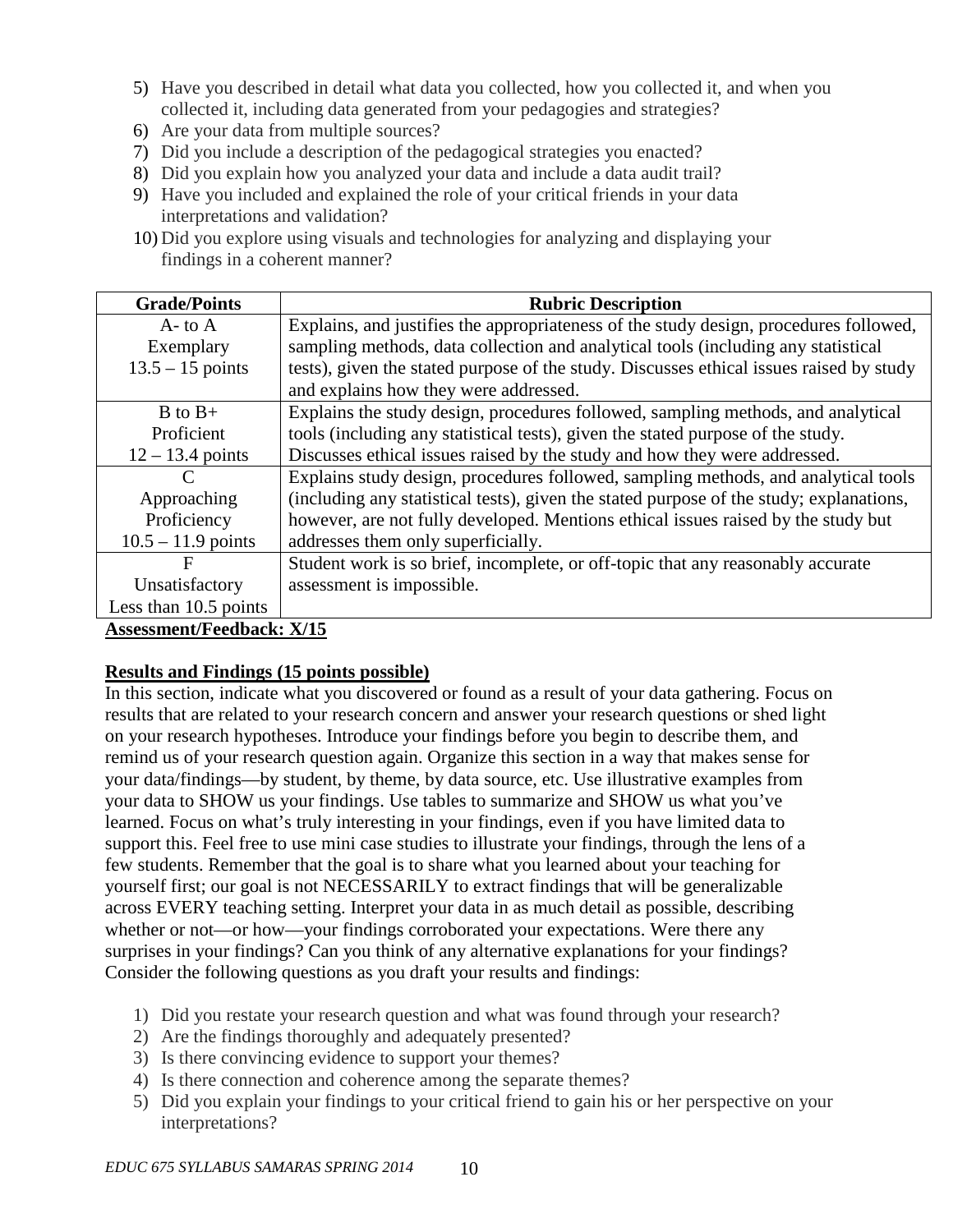5) Have you described in detail what data you collected, how you collected it, and when you collected it, including data generated from your pedagogies and strategies?
6) Are your data from multiple sources?
7) Did you include a description of the pedagogical strategies you enacted?
8) Did you explain how you analyzed your data and include a data audit trail?
9) Have you included and explained the role of your critical friends in your data interpretations and validation?
10) Did you explore using visuals and technologies for analyzing and displaying your findings in a coherent manner?

| Grade/Points | Rubric Description |
|---|---|
| A- to A<br>Exemplary<br>13.5 – 15 points | Explains, and justifies the appropriateness of the study design, procedures followed, sampling methods, data collection and analytical tools (including any statistical tests), given the stated purpose of the study. Discusses ethical issues raised by study and explains how they were addressed. |
| B to B+<br>Proficient<br>12 – 13.4 points | Explains the study design, procedures followed, sampling methods, and analytical tools (including any statistical tests), given the stated purpose of the study. Discusses ethical issues raised by the study and how they were addressed. |
| C<br>Approaching Proficiency<br>10.5 – 11.9 points | Explains study design, procedures followed, sampling methods, and analytical tools (including any statistical tests), given the stated purpose of the study; explanations, however, are not fully developed. Mentions ethical issues raised by the study but addresses them only superficially. |
| F<br>Unsatisfactory<br>Less than 10.5 points | Student work is so brief, incomplete, or off-topic that any reasonably accurate assessment is impossible. |

**Assessment/Feedback: X/15**

**Results and Findings (15 points possible)**

In this section, indicate what you discovered or found as a result of your data gathering. Focus on results that are related to your research concern and answer your research questions or shed light on your research hypotheses. Introduce your findings before you begin to describe them, and remind us of your research question again. Organize this section in a way that makes sense for your data/findings—by student, by theme, by data source, etc. Use illustrative examples from your data to SHOW us your findings. Use tables to summarize and SHOW us what you've learned. Focus on what's truly interesting in your findings, even if you have limited data to support this. Feel free to use mini case studies to illustrate your findings, through the lens of a few students. Remember that the goal is to share what you learned about your teaching for yourself first; our goal is not NECESSARILY to extract findings that will be generalizable across EVERY teaching setting. Interpret your data in as much detail as possible, describing whether or not—or how—your findings corroborated your expectations. Were there any surprises in your findings? Can you think of any alternative explanations for your findings? Consider the following questions as you draft your results and findings:

1) Did you restate your research question and what was found through your research?
2) Are the findings thoroughly and adequately presented?
3) Is there convincing evidence to support your themes?
4) Is there connection and coherence among the separate themes?
5) Did you explain your findings to your critical friend to gain his or her perspective on your interpretations?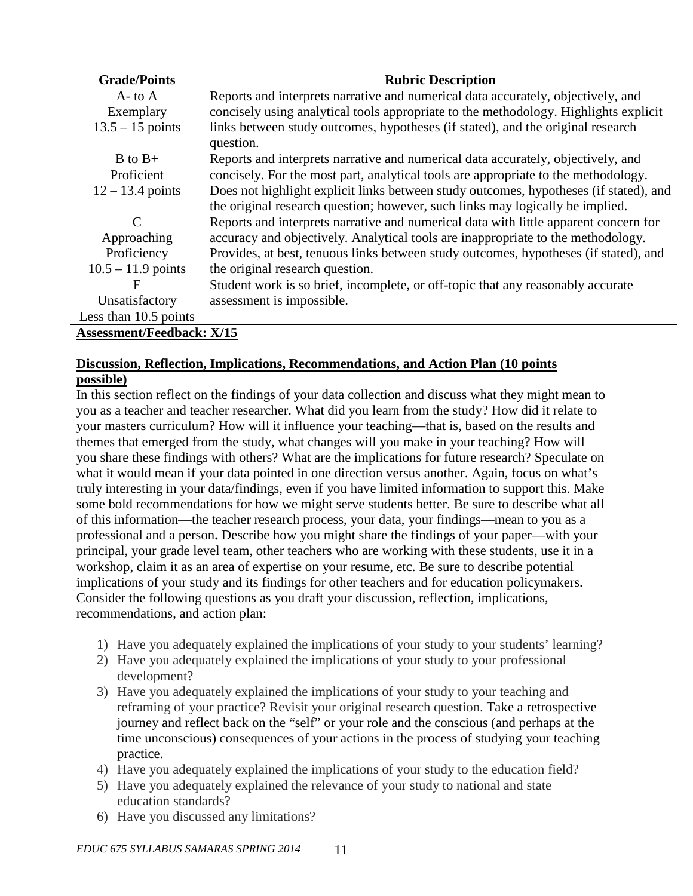| Grade/Points | Rubric Description |
|---|---|
| A- to A<br>Exemplary<br>13.5 – 15 points | Reports and interprets narrative and numerical data accurately, objectively, and concisely using analytical tools appropriate to the methodology. Highlights explicit links between study outcomes, hypotheses (if stated), and the original research question. |
| B to B+<br>Proficient<br>12 – 13.4 points | Reports and interprets narrative and numerical data accurately, objectively, and concisely. For the most part, analytical tools are appropriate to the methodology. Does not highlight explicit links between study outcomes, hypotheses (if stated), and the original research question; however, such links may logically be implied. |
| C<br>Approaching Proficiency<br>10.5 – 11.9 points | Reports and interprets narrative and numerical data with little apparent concern for accuracy and objectively. Analytical tools are inappropriate to the methodology. Provides, at best, tenuous links between study outcomes, hypotheses (if stated), and the original research question. |
| F<br>Unsatisfactory<br>Less than 10.5 points | Student work is so brief, incomplete, or off-topic that any reasonably accurate assessment is impossible. |

**Assessment/Feedback: X/15**

**Discussion, Reflection, Implications, Recommendations, and Action Plan (10 points possible)**

In this section reflect on the findings of your data collection and discuss what they might mean to you as a teacher and teacher researcher. What did you learn from the study? How did it relate to your masters curriculum? How will it influence your teaching—that is, based on the results and themes that emerged from the study, what changes will you make in your teaching? How will you share these findings with others? What are the implications for future research? Speculate on what it would mean if your data pointed in one direction versus another. Again, focus on what's truly interesting in your data/findings, even if you have limited information to support this. Make some bold recommendations for how we might serve students better. Be sure to describe what all of this information—the teacher research process, your data, your findings—mean to you as a professional and a person**.** Describe how you might share the findings of your paper—with your principal, your grade level team, other teachers who are working with these students, use it in a workshop, claim it as an area of expertise on your resume, etc. Be sure to describe potential implications of your study and its findings for other teachers and for education policymakers. Consider the following questions as you draft your discussion, reflection, implications, recommendations, and action plan:

1) Have you adequately explained the implications of your study to your students' learning?
2) Have you adequately explained the implications of your study to your professional development?
3) Have you adequately explained the implications of your study to your teaching and reframing of your practice? Revisit your original research question. Take a retrospective journey and reflect back on the "self" or your role and the conscious (and perhaps at the time unconscious) consequences of your actions in the process of studying your teaching practice.
4) Have you adequately explained the implications of your study to the education field?
5) Have you adequately explained the relevance of your study to national and state education standards?
6) Have you discussed any limitations?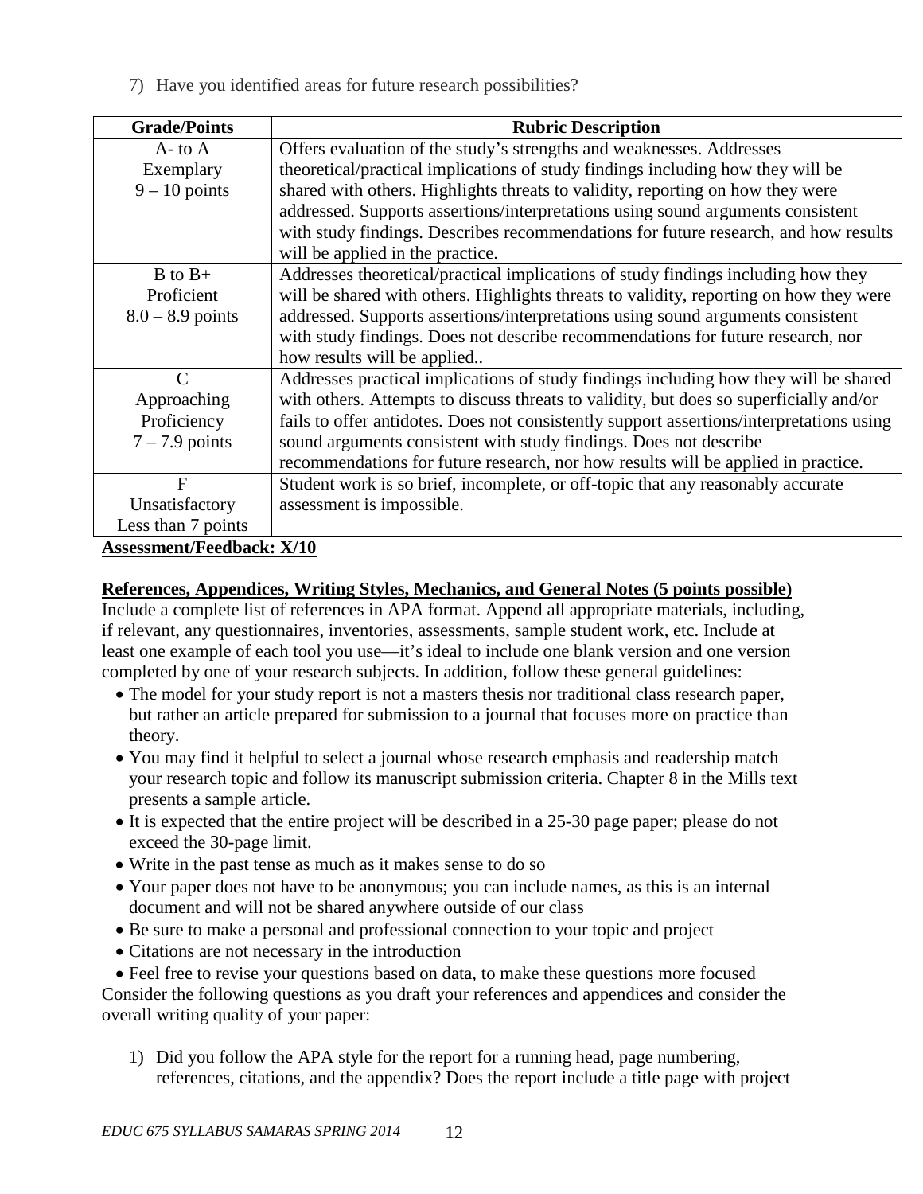7) Have you identified areas for future research possibilities?

| Grade/Points | Rubric Description |
|---|---|
| A- to A<br>Exemplary<br>9 – 10 points | Offers evaluation of the study's strengths and weaknesses. Addresses theoretical/practical implications of study findings including how they will be shared with others. Highlights threats to validity, reporting on how they were addressed. Supports assertions/interpretations using sound arguments consistent with study findings. Describes recommendations for future research, and how results will be applied in the practice. |
| B to B+<br>Proficient<br>8.0 – 8.9 points | Addresses theoretical/practical implications of study findings including how they will be shared with others. Highlights threats to validity, reporting on how they were addressed. Supports assertions/interpretations using sound arguments consistent with study findings. Does not describe recommendations for future research, nor how results will be applied.. |
| C<br>Approaching Proficiency<br>7 – 7.9 points | Addresses practical implications of study findings including how they will be shared with others. Attempts to discuss threats to validity, but does so superficially and/or fails to offer antidotes. Does not consistently support assertions/interpretations using sound arguments consistent with study findings. Does not describe recommendations for future research, nor how results will be applied in practice. |
| F<br>Unsatisfactory<br>Less than 7 points | Student work is so brief, incomplete, or off-topic that any reasonably accurate assessment is impossible. |

**Assessment/Feedback: X/10**

**References, Appendices, Writing Styles, Mechanics, and General Notes (5 points possible)**

Include a complete list of references in APA format. Append all appropriate materials, including, if relevant, any questionnaires, inventories, assessments, sample student work, etc. Include at least one example of each tool you use—it's ideal to include one blank version and one version completed by one of your research subjects. In addition, follow these general guidelines:

- The model for your study report is not a masters thesis nor traditional class research paper, but rather an article prepared for submission to a journal that focuses more on practice than theory.
- You may find it helpful to select a journal whose research emphasis and readership match your research topic and follow its manuscript submission criteria. Chapter 8 in the Mills text presents a sample article.
- It is expected that the entire project will be described in a 25-30 page paper; please do not exceed the 30-page limit.
- Write in the past tense as much as it makes sense to do so
- Your paper does not have to be anonymous; you can include names, as this is an internal document and will not be shared anywhere outside of our class
- Be sure to make a personal and professional connection to your topic and project
- Citations are not necessary in the introduction
- Feel free to revise your questions based on data, to make these questions more focused

Consider the following questions as you draft your references and appendices and consider the overall writing quality of your paper:

1) Did you follow the APA style for the report for a running head, page numbering, references, citations, and the appendix? Does the report include a title page with project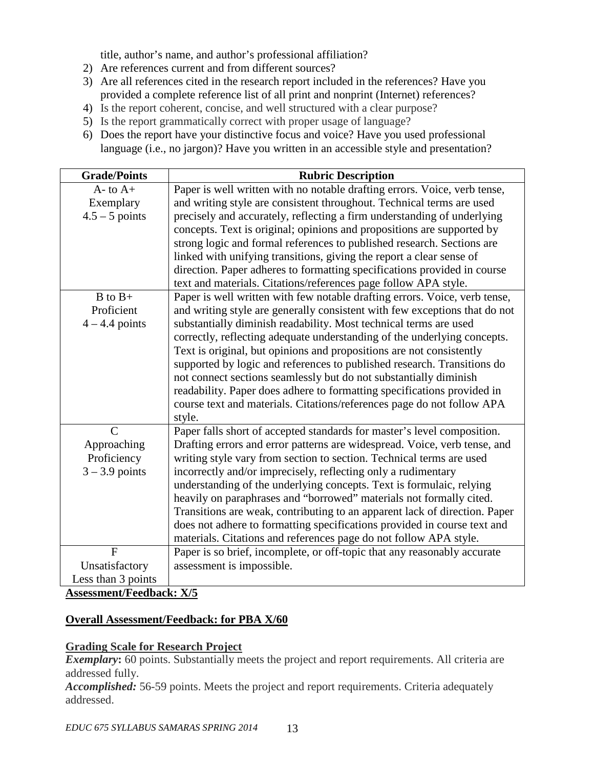title, author's name, and author's professional affiliation?

2) Are references current and from different sources?
3) Are all references cited in the research report included in the references? Have you provided a complete reference list of all print and nonprint (Internet) references?
4) Is the report coherent, concise, and well structured with a clear purpose?
5) Is the report grammatically correct with proper usage of language?
6) Does the report have your distinctive focus and voice? Have you used professional language (i.e., no jargon)? Have you written in an accessible style and presentation?

| Grade/Points | Rubric Description |
|---|---|
| A- to A+<br>Exemplary<br>4.5 – 5 points | Paper is well written with no notable drafting errors. Voice, verb tense, and writing style are consistent throughout. Technical terms are used precisely and accurately, reflecting a firm understanding of underlying concepts. Text is original; opinions and propositions are supported by strong logic and formal references to published research. Sections are linked with unifying transitions, giving the report a clear sense of direction. Paper adheres to formatting specifications provided in course text and materials. Citations/references page follow APA style. |
| B to B+<br>Proficient<br>4 – 4.4 points | Paper is well written with few notable drafting errors. Voice, verb tense, and writing style are generally consistent with few exceptions that do not substantially diminish readability. Most technical terms are used correctly, reflecting adequate understanding of the underlying concepts. Text is original, but opinions and propositions are not consistently supported by logic and references to published research. Transitions do not connect sections seamlessly but do not substantially diminish readability. Paper does adhere to formatting specifications provided in course text and materials. Citations/references page do not follow APA style. |
| C<br>Approaching Proficiency<br>3 – 3.9 points | Paper falls short of accepted standards for master's level composition. Drafting errors and error patterns are widespread. Voice, verb tense, and writing style vary from section to section. Technical terms are used incorrectly and/or imprecisely, reflecting only a rudimentary understanding of the underlying concepts. Text is formulaic, relying heavily on paraphrases and "borrowed" materials not formally cited. Transitions are weak, contributing to an apparent lack of direction. Paper does not adhere to formatting specifications provided in course text and materials. Citations and references page do not follow APA style. |
| F<br>Unsatisfactory<br>Less than 3 points | Paper is so brief, incomplete, or off-topic that any reasonably accurate assessment is impossible. |

**Assessment/Feedback: X/5**

**Overall Assessment/Feedback: for PBA X/60**

**Grading Scale for Research Project**

***Exemplary*:** 60 points. Substantially meets the project and report requirements. All criteria are addressed fully.

***Accomplished:*** 56-59 points. Meets the project and report requirements. Criteria adequately addressed.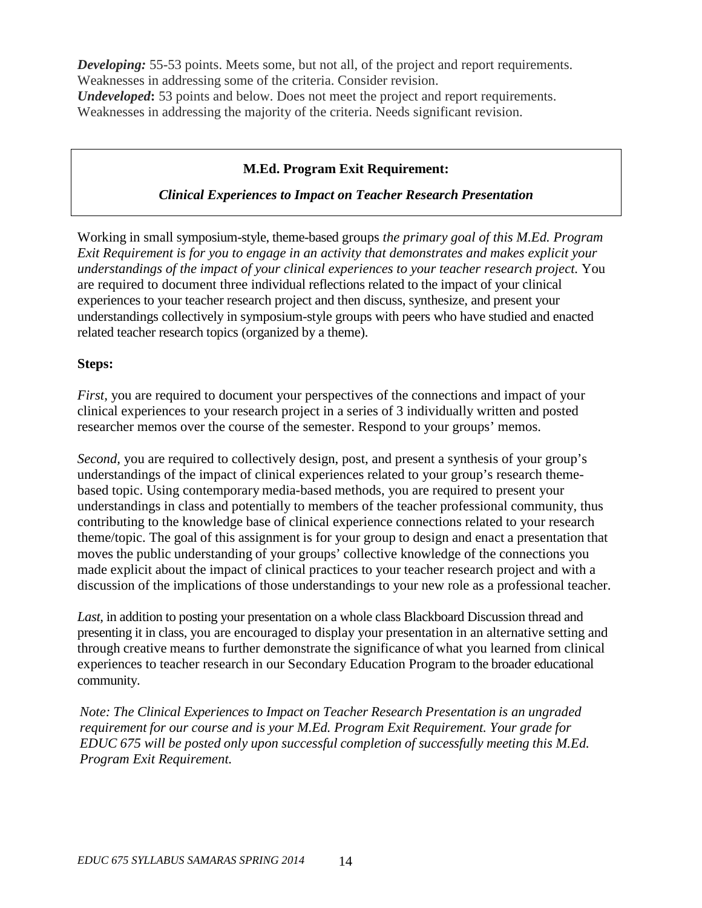***Developing:*** 55-53 points. Meets some, but not all, of the project and report requirements. Weaknesses in addressing some of the criteria. Consider revision.
***Undeveloped*****:** 53 points and below. Does not meet the project and report requirements. Weaknesses in addressing the majority of the criteria. Needs significant revision.

## M.Ed. Program Exit Requirement:

### *Clinical Experiences to Impact on Teacher Research Presentation*

Working in small symposium-style, theme-based groups *the primary goal of this M.Ed. Program Exit Requirement is for you to engage in an activity that demonstrates and makes explicit your understandings of the impact of your clinical experiences to your teacher research project.* You are required to document three individual reflections related to the impact of your clinical experiences to your teacher research project and then discuss, synthesize, and present your understandings collectively in symposium-style groups with peers who have studied and enacted related teacher research topics (organized by a theme).

**Steps:**

*First,* you are required to document your perspectives of the connections and impact of your clinical experiences to your research project in a series of 3 individually written and posted researcher memos over the course of the semester. Respond to your groups' memos.

*Second,* you are required to collectively design, post, and present a synthesis of your group's understandings of the impact of clinical experiences related to your group's research theme-based topic. Using contemporary media-based methods, you are required to present your understandings in class and potentially to members of the teacher professional community, thus contributing to the knowledge base of clinical experience connections related to your research theme/topic. The goal of this assignment is for your group to design and enact a presentation that moves the public understanding of your groups' collective knowledge of the connections you made explicit about the impact of clinical practices to your teacher research project and with a discussion of the implications of those understandings to your new role as a professional teacher.

*Last,* in addition to posting your presentation on a whole class Blackboard Discussion thread and presenting it in class, you are encouraged to display your presentation in an alternative setting and through creative means to further demonstrate the significance of what you learned from clinical experiences to teacher research in our Secondary Education Program to the broader educational community.

*Note: The Clinical Experiences to Impact on Teacher Research Presentation is an ungraded requirement for our course and is your M.Ed. Program Exit Requirement. Your grade for EDUC 675 will be posted only upon successful completion of successfully meeting this M.Ed. Program Exit Requirement.*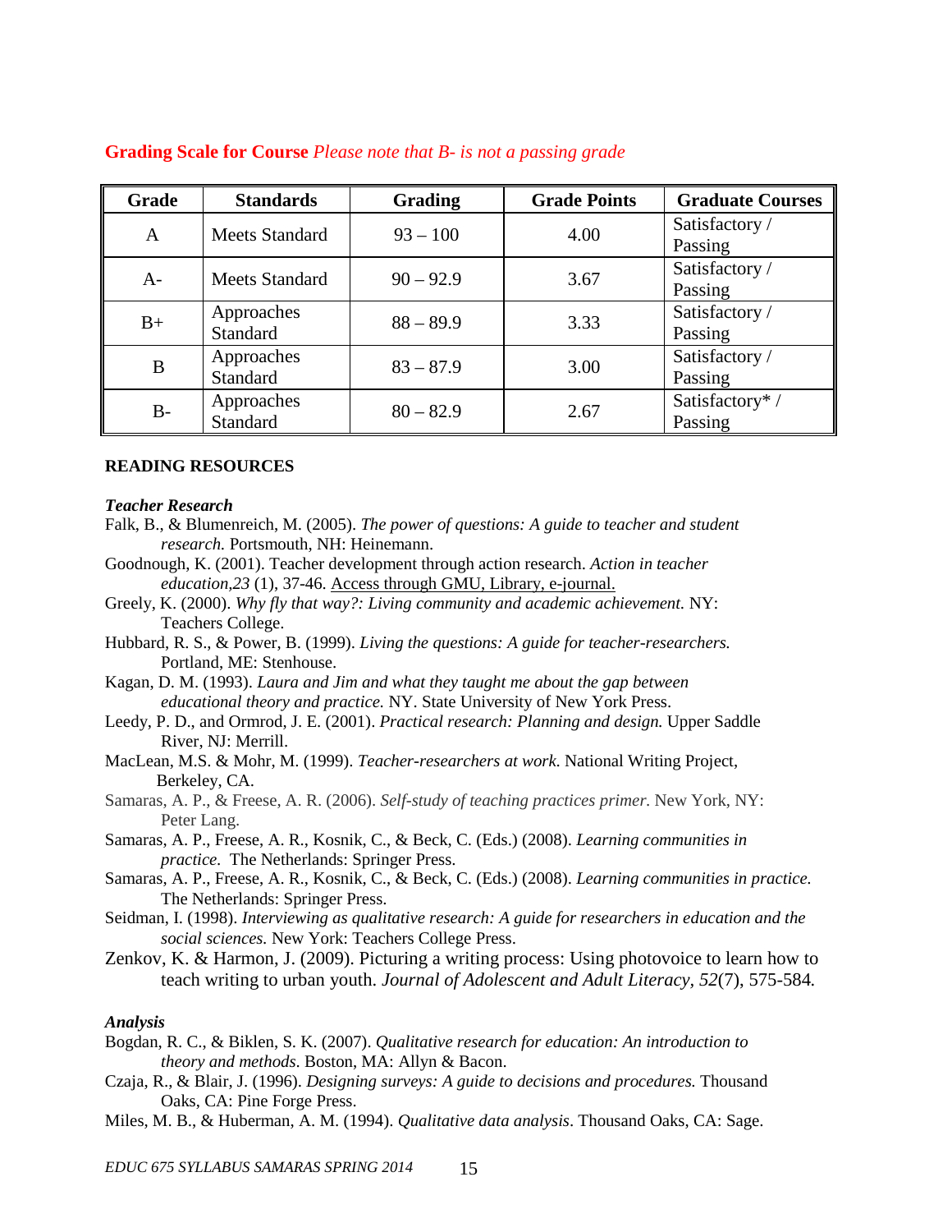**Grading Scale for Course** *Please note that B- is not a passing grade*

| Grade | Standards | Grading | Grade Points | Graduate Courses |
|---|---|---|---|---|
| A | Meets Standard | 93 – 100 | 4.00 | Satisfactory / Passing |
| A- | Meets Standard | 90 – 92.9 | 3.67 | Satisfactory / Passing |
| B+ | Approaches Standard | 88 – 89.9 | 3.33 | Satisfactory / Passing |
| B | Approaches Standard | 83 – 87.9 | 3.00 | Satisfactory / Passing |
| B- | Approaches Standard | 80 – 82.9 | 2.67 | Satisfactory* / Passing |

**READING RESOURCES**

***Teacher Research***

Falk, B., & Blumenreich, M. (2005). *The power of questions: A guide to teacher and student research.* Portsmouth, NH: Heinemann.

Goodnough, K. (2001). Teacher development through action research. *Action in teacher education,23* (1), 37-46. Access through GMU, Library, e-journal.

Greely, K. (2000). *Why fly that way?: Living community and academic achievement.* NY: Teachers College.

Hubbard, R. S., & Power, B. (1999). *Living the questions: A guide for teacher-researchers.* Portland, ME: Stenhouse.

Kagan, D. M. (1993). *Laura and Jim and what they taught me about the gap between educational theory and practice.* NY. State University of New York Press.

Leedy, P. D., and Ormrod, J. E. (2001). *Practical research: Planning and design.* Upper Saddle River, NJ: Merrill.

MacLean, M.S. & Mohr, M. (1999). *Teacher-researchers at work*. National Writing Project, Berkeley, CA.

Samaras, A. P., & Freese, A. R. (2006). *Self-study of teaching practices primer.* New York, NY: Peter Lang.

Samaras, A. P., Freese, A. R., Kosnik, C., & Beck, C. (Eds.) (2008). *Learning communities in practice.* The Netherlands: Springer Press.

Samaras, A. P., Freese, A. R., Kosnik, C., & Beck, C. (Eds.) (2008). *Learning communities in practice.* The Netherlands: Springer Press.

Seidman, I. (1998). *Interviewing as qualitative research: A guide for researchers in education and the social sciences.* New York: Teachers College Press.

Zenkov, K. & Harmon, J. (2009). Picturing a writing process: Using photovoice to learn how to teach writing to urban youth. *Journal of Adolescent and Adult Literacy*, *52*(7), 575-584.

***Analysis***

Bogdan, R. C., & Biklen, S. K. (2007). *Qualitative research for education: An introduction to theory and methods*. Boston, MA: Allyn & Bacon.

Czaja, R., & Blair, J. (1996). *Designing surveys: A guide to decisions and procedures.* Thousand Oaks, CA: Pine Forge Press.

Miles, M. B., & Huberman, A. M. (1994). *Qualitative data analysis*. Thousand Oaks, CA: Sage.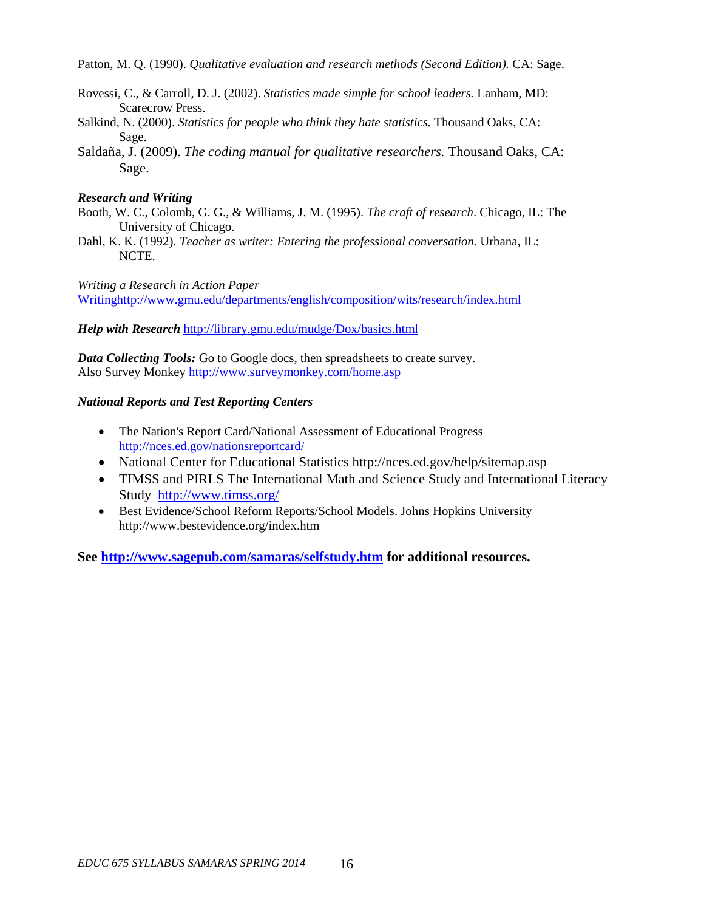Patton, M. Q. (1990). *Qualitative evaluation and research methods (Second Edition).* CA: Sage.

Rovessi, C., & Carroll, D. J. (2002). *Statistics made simple for school leaders.* Lanham, MD: Scarecrow Press.

Salkind, N. (2000). *Statistics for people who think they hate statistics.* Thousand Oaks, CA: Sage.

Saldaña, J. (2009). *The coding manual for qualitative researchers.* Thousand Oaks, CA: Sage.

***Research and Writing***

Booth, W. C., Colomb, G. G., & Williams, J. M. (1995). *The craft of research*. Chicago, IL: The University of Chicago.

Dahl, K. K. (1992). *Teacher as writer: Entering the professional conversation.* Urbana, IL: NCTE.

*Writing a Research in Action Paper*
Writinghttp://www.gmu.edu/departments/english/composition/wits/research/index.html

***Help with Research*** http://library.gmu.edu/mudge/Dox/basics.html

***Data Collecting Tools:*** Go to Google docs, then spreadsheets to create survey.
Also Survey Monkey http://www.surveymonkey.com/home.asp

***National Reports and Test Reporting Centers***

- The Nation's Report Card/National Assessment of Educational Progress http://nces.ed.gov/nationsreportcard/
- National Center for Educational Statistics http://nces.ed.gov/help/sitemap.asp
- TIMSS and PIRLS The International Math and Science Study and International Literacy Study http://www.timss.org/
- Best Evidence/School Reform Reports/School Models. Johns Hopkins University http://www.bestevidence.org/index.htm

**See http://www.sagepub.com/samaras/selfstudy.htm for additional resources.**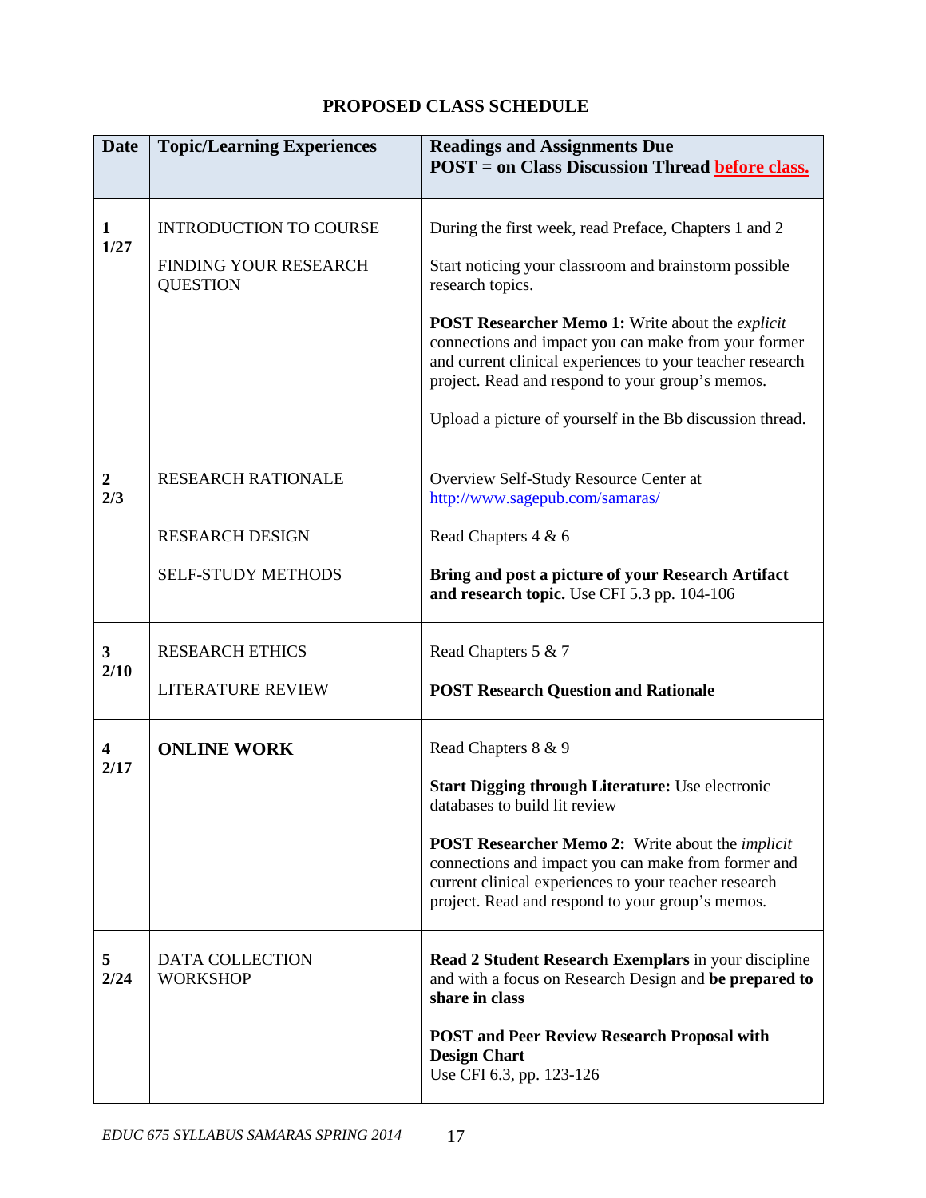## PROPOSED CLASS SCHEDULE

| Date | Topic/Learning Experiences | Readings and Assignments Due<br>POST = on Class Discussion Thread **before class.** |
|---|---|---|
| **1**<br>**1/27** | INTRODUCTION TO COURSE<br><br>FINDING YOUR RESEARCH QUESTION | During the first week, read Preface, Chapters 1 and 2<br><br>Start noticing your classroom and brainstorm possible research topics.<br><br>**POST Researcher Memo 1:** Write about the *explicit* connections and impact you can make from your former and current clinical experiences to your teacher research project. Read and respond to your group's memos.<br><br>Upload a picture of yourself in the Bb discussion thread. |
| **2**<br>**2/3** | RESEARCH RATIONALE<br><br>RESEARCH DESIGN<br><br>SELF-STUDY METHODS | Overview Self-Study Resource Center at http://www.sagepub.com/samaras/<br><br>Read Chapters 4 & 6<br><br>**Bring and post a picture of your Research Artifact and research topic.** Use CFI 5.3 pp. 104-106 |
| **3**<br>**2/10** | RESEARCH ETHICS<br><br>LITERATURE REVIEW | Read Chapters 5 & 7<br><br>**POST Research Question and Rationale** |
| **4**<br>**2/17** | **ONLINE WORK** | Read Chapters 8 & 9<br><br>**Start Digging through Literature:** Use electronic databases to build lit review<br><br>**POST Researcher Memo 2:** Write about the *implicit* connections and impact you can make from former and current clinical experiences to your teacher research project. Read and respond to your group's memos. |
| **5**<br>**2/24** | DATA COLLECTION WORKSHOP | **Read 2 Student Research Exemplars** in your discipline and with a focus on Research Design and **be prepared to share in class**<br><br>**POST and Peer Review Research Proposal with Design Chart**<br>Use CFI 6.3, pp. 123-126 |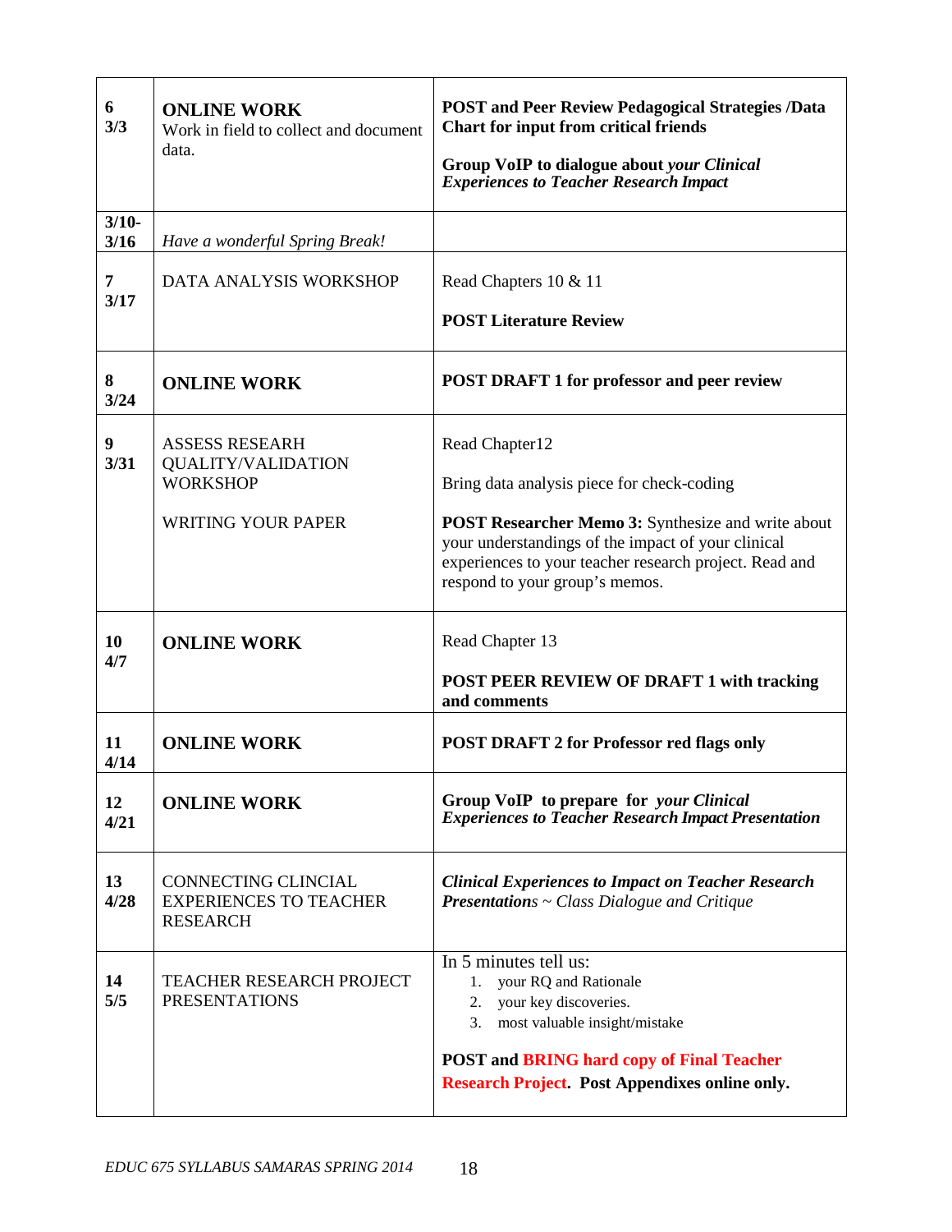| | | |
|---|---|---|
| **6**<br>**3/3** | **ONLINE WORK**<br>Work in field to collect and document data. | **POST and Peer Review Pedagogical Strategies /Data Chart for input from critical friends**<br><br>**Group VoIP to dialogue about *your Clinical Experiences to Teacher Research Impact*** |
| **3/10-**<br>**3/16** | *Have a wonderful Spring Break!* | |
| **7**<br>**3/17** | DATA ANALYSIS WORKSHOP | Read Chapters 10 & 11<br><br>**POST Literature Review** |
| **8**<br>**3/24** | **ONLINE WORK** | **POST DRAFT 1 for professor and peer review** |
| **9**<br>**3/31** | ASSESS RESEARH QUALITY/VALIDATION WORKSHOP<br><br>WRITING YOUR PAPER | Read Chapter12<br><br>Bring data analysis piece for check-coding<br><br>**POST Researcher Memo 3:** Synthesize and write about your understandings of the impact of your clinical experiences to your teacher research project. Read and respond to your group's memos. |
| **10**<br>**4/7** | **ONLINE WORK** | Read Chapter 13<br><br>**POST PEER REVIEW OF DRAFT 1 with tracking and comments** |
| **11**<br>**4/14** | **ONLINE WORK** | **POST DRAFT 2 for Professor red flags only** |
| **12**<br>**4/21** | **ONLINE WORK** | **Group VoIP to prepare for *your Clinical Experiences to Teacher Research Impact Presentation*** |
| **13**<br>**4/28** | CONNECTING CLINCIAL EXPERIENCES TO TEACHER RESEARCH | ***Clinical Experiences to Impact on Teacher Research Presentations*** *~ Class Dialogue and Critique* |
| **14**<br>**5/5** | TEACHER RESEARCH PROJECT PRESENTATIONS | In 5 minutes tell us:<br>1. your RQ and Rationale<br>2. your key discoveries.<br>3. most valuable insight/mistake<br><br>**POST and BRING hard copy of Final Teacher Research Project. Post Appendixes online only.** |